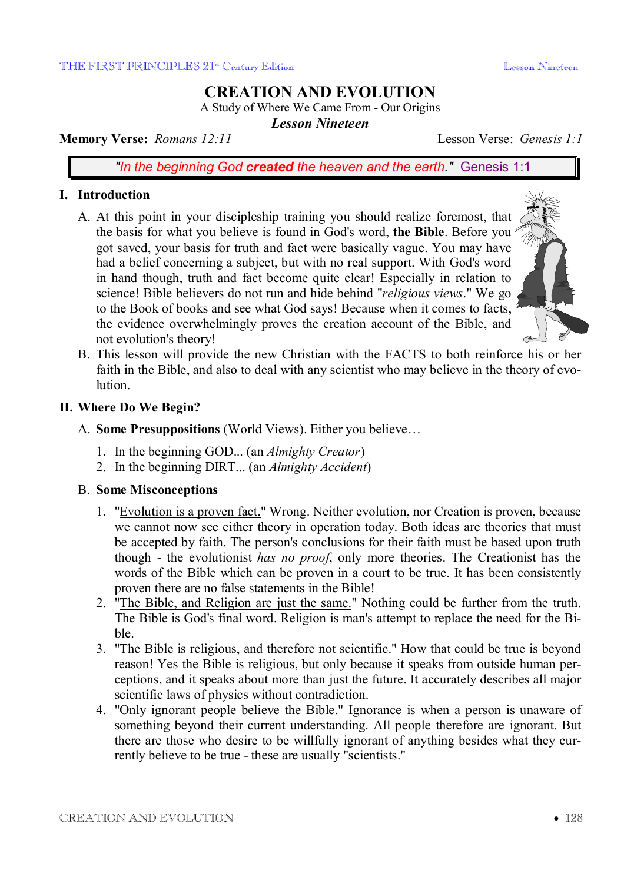# CREATION AND EVOLUTION

A Study of Where We Came From - Our Origins

***Lesson Nineteen***

**Memory Verse:** *Romans 12:11* Lesson Verse: *Genesis 1:1*

> "*In the beginning God **created** the heaven and the earth.*" Genesis 1:1

## I. Introduction

A. At this point in your discipleship training you should realize foremost, that the basis for what you believe is found in God's word, **the Bible**. Before you got saved, your basis for truth and fact were basically vague. You may have had a belief concerning a subject, but with no real support. With God's word in hand though, truth and fact become quite clear! Especially in relation to science! Bible believers do not run and hide behind "*religious views*." We go to the Book of books and see what God says! Because when it comes to facts, the evidence overwhelmingly proves the creation account of the Bible, and not evolution's theory!

B. This lesson will provide the new Christian with the FACTS to both reinforce his or her faith in the Bible, and also to deal with any scientist who may believe in the theory of evolution.

## II. Where Do We Begin?

A. **Some Presuppositions** (World Views). Either you believe…

1. In the beginning GOD... (an *Almighty Creator*)
2. In the beginning DIRT... (an *Almighty Accident*)

B. **Some Misconceptions**

1. "Evolution is a proven fact." Wrong. Neither evolution, nor Creation is proven, because we cannot now see either theory in operation today. Both ideas are theories that must be accepted by faith. The person's conclusions for their faith must be based upon truth though - the evolutionist *has no proof*, only more theories. The Creationist has the words of the Bible which can be proven in a court to be true. It has been consistently proven there are no false statements in the Bible!
2. "The Bible, and Religion are just the same." Nothing could be further from the truth. The Bible is God's final word. Religion is man's attempt to replace the need for the Bible.
3. "The Bible is religious, and therefore not scientific." How that could be true is beyond reason! Yes the Bible is religious, but only because it speaks from outside human perceptions, and it speaks about more than just the future. It accurately describes all major scientific laws of physics without contradiction.
4. "Only ignorant people believe the Bible." Ignorance is when a person is unaware of something beyond their current understanding. All people therefore are ignorant. But there are those who desire to be willfully ignorant of anything besides what they currently believe to be true - these are usually "scientists."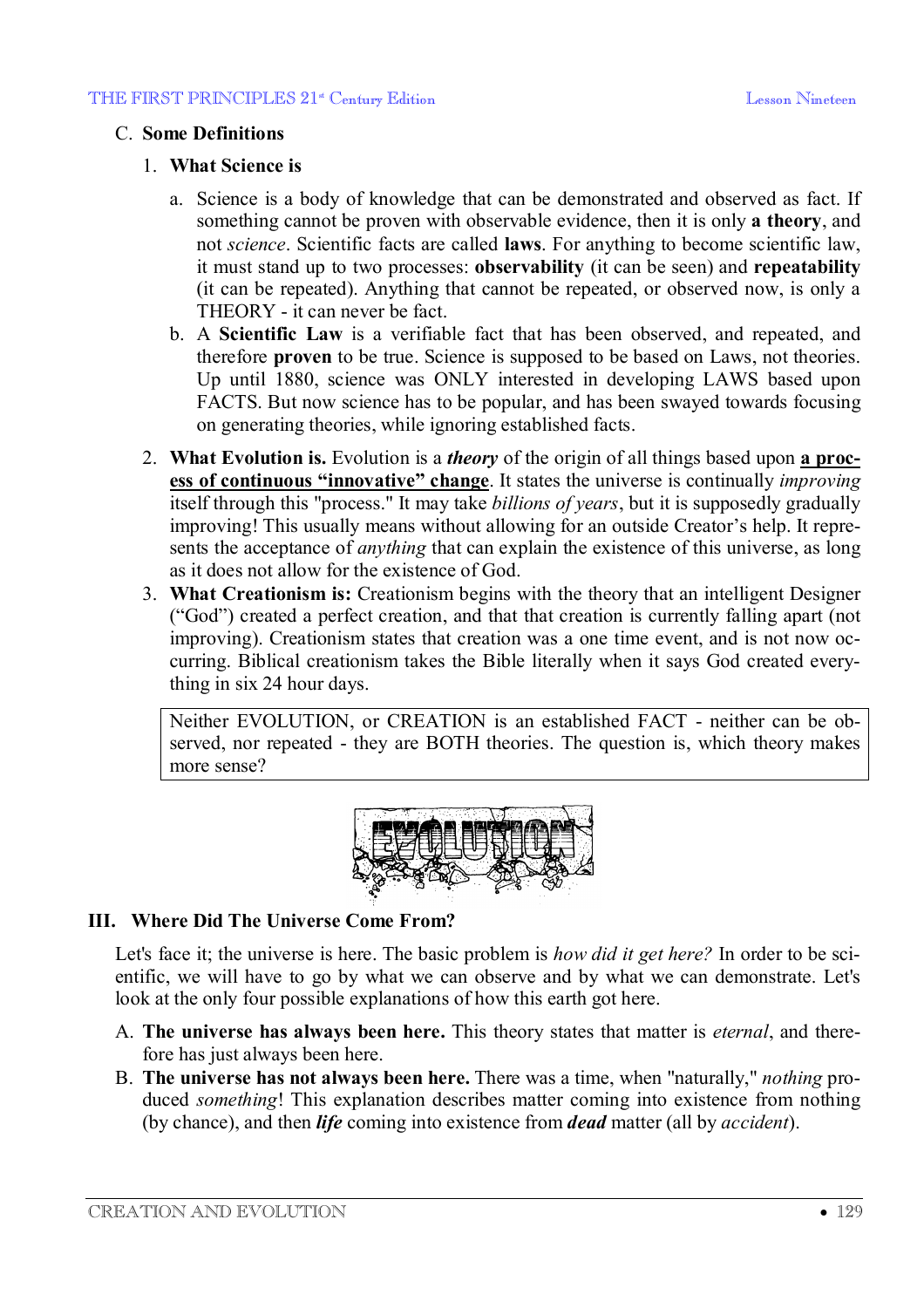## C. Some Definitions

### 1. What Science is

a. Science is a body of knowledge that can be demonstrated and observed as fact. If something cannot be proven with observable evidence, then it is only **a theory**, and not *science*. Scientific facts are called **laws**. For anything to become scientific law, it must stand up to two processes: **observability** (it can be seen) and **repeatability** (it can be repeated). Anything that cannot be repeated, or observed now, is only a THEORY - it can never be fact.

b. A **Scientific Law** is a verifiable fact that has been observed, and repeated, and therefore **proven** to be true. Science is supposed to be based on Laws, not theories. Up until 1880, science was ONLY interested in developing LAWS based upon FACTS. But now science has to be popular, and has been swayed towards focusing on generating theories, while ignoring established facts.

2. **What Evolution is.** Evolution is a ***theory*** of the origin of all things based upon **<u>a process of continuous "innovative" change</u>**. It states the universe is continually *improving* itself through this "process." It may take *billions of years*, but it is supposedly gradually improving! This usually means without allowing for an outside Creator's help. It represents the acceptance of *anything* that can explain the existence of this universe, as long as it does not allow for the existence of God.

3. **What Creationism is:** Creationism begins with the theory that an intelligent Designer ("God") created a perfect creation, and that that creation is currently falling apart (not improving). Creationism states that creation was a one time event, and is not now occurring. Biblical creationism takes the Bible literally when it says God created everything in six 24 hour days.

> Neither EVOLUTION, or CREATION is an established FACT - neither can be observed, nor repeated - they are BOTH theories. The question is, which theory makes more sense?

# III. Where Did The Universe Come From?

Let's face it; the universe is here. The basic problem is *how did it get here?* In order to be scientific, we will have to go by what we can observe and by what we can demonstrate. Let's look at the only four possible explanations of how this earth got here.

A. **The universe has always been here.** This theory states that matter is *eternal*, and therefore has just always been here.

B. **The universe has not always been here.** There was a time, when "naturally," *nothing* produced *something*! This explanation describes matter coming into existence from nothing (by chance), and then ***life*** coming into existence from ***dead*** matter (all by *accident*).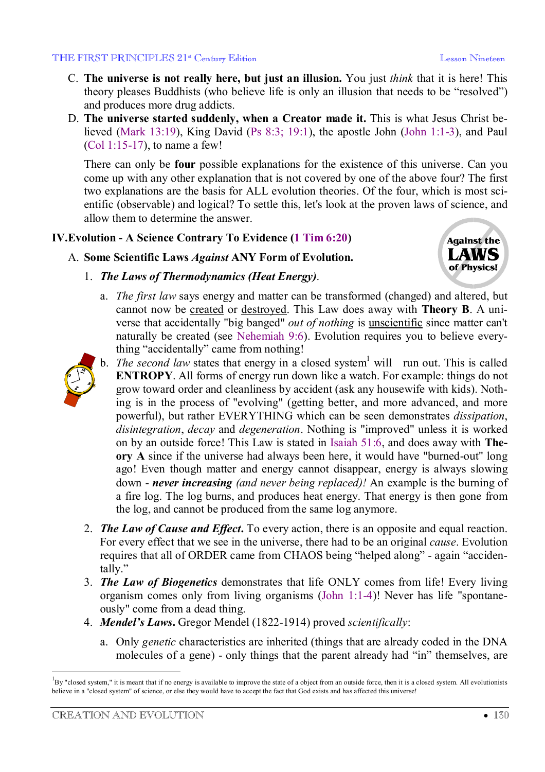C. **The universe is not really here, but just an illusion.** You just *think* that it is here! This theory pleases Buddhists (who believe life is only an illusion that needs to be "resolved") and produces more drug addicts.

D. **The universe started suddenly, when a Creator made it.** This is what Jesus Christ believed (Mark 13:19), King David (Ps 8:3; 19:1), the apostle John (John 1:1-3), and Paul (Col 1:15-17), to name a few!

There can only be **four** possible explanations for the existence of this universe. Can you come up with any other explanation that is not covered by one of the above four? The first two explanations are the basis for ALL evolution theories. Of the four, which is most scientific (observable) and logical? To settle this, let's look at the proven laws of science, and allow them to determine the answer.

## IV. Evolution - A Science Contrary To Evidence (1 Tim 6:20)

### A. Some Scientific Laws *Against* ANY Form of Evolution.

1. ***The Laws of Thermodynamics (Heat Energy)***.

   a. *The first law* says energy and matter can be transformed (changed) and altered, but cannot now be created or destroyed. This Law does away with **Theory B**. A universe that accidentally "big banged" *out of nothing* is unscientific since matter can't naturally be created (see Nehemiah 9:6). Evolution requires you to believe everything "accidentally" came from nothing!

   b. *The second law* states that energy in a closed system[1] will run out. This is called **ENTROPY**. All forms of energy run down like a watch. For example: things do not grow toward order and cleanliness by accident (ask any housewife with kids). Nothing is in the process of "evolving" (getting better, and more advanced, and more powerful), but rather EVERYTHING which can be seen demonstrates *dissipation*, *disintegration*, *decay* and *degeneration*. Nothing is "improved" unless it is worked on by an outside force! This Law is stated in Isaiah 51:6, and does away with **Theory A** since if the universe had always been here, it would have "burned-out" long ago! Even though matter and energy cannot disappear, energy is always slowing down - ***never increasing*** *(and never being replaced)!* An example is the burning of a fire log. The log burns, and produces heat energy. That energy is then gone from the log, and cannot be produced from the same log anymore.

2. ***The Law of Cause and Effect***. To every action, there is an opposite and equal reaction. For every effect that we see in the universe, there had to be an original *cause*. Evolution requires that all of ORDER came from CHAOS being "helped along" - again "accidentally."

3. ***The Law of Biogenetics*** demonstrates that life ONLY comes from life! Every living organism comes only from living organisms (John 1:1-4)! Never has life "spontaneously" come from a dead thing.

4. ***Mendel's Laws***. Gregor Mendel (1822-1914) proved *scientifically*:

   a. Only *genetic* characteristics are inherited (things that are already coded in the DNA molecules of a gene) - only things that the parent already had "in" themselves, are

---

[1] By "closed system," it is meant that if no energy is available to improve the state of a object from an outside force, then it is a closed system. All evolutionists believe in a "closed system" of science, or else they would have to accept the fact that God exists and has affected this universe!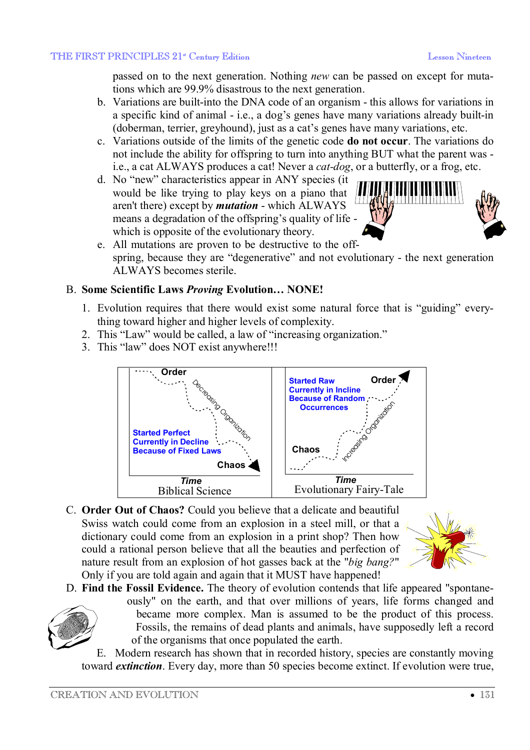passed on to the next generation. Nothing *new* can be passed on except for mutations which are 99.9% disastrous to the next generation.

b. Variations are built-into the DNA code of an organism - this allows for variations in a specific kind of animal - i.e., a dog's genes have many variations already built-in (doberman, terrier, greyhound), just as a cat's genes have many variations, etc.

c. Variations outside of the limits of the genetic code **do not occur**. The variations do not include the ability for offspring to turn into anything BUT what the parent was - i.e., a cat ALWAYS produces a cat! Never a *cat-dog*, or a butterfly, or a frog, etc.

d. No "new" characteristics appear in ANY species (it would be like trying to play keys on a piano that aren't there) except by ***mutation*** - which ALWAYS means a degradation of the offspring's quality of life - which is opposite of the evolutionary theory.

e. All mutations are proven to be destructive to the offspring, because they are "degenerative" and not evolutionary - the next generation ALWAYS becomes sterile.

B. **Some Scientific Laws *Proving* Evolution… NONE!**

1. Evolution requires that there would exist some natural force that is "guiding" everything toward higher and higher levels of complexity.
2. This "Law" would be called, a law of "increasing organization."
3. This "law" does NOT exist anywhere!!!

| Order — Decreasing Organization — Chaos. Started Perfect Currently in Decline Because of Fixed Laws. *Time* | Order — Increasing Organization — Chaos. Started Raw Currently in Incline Because of Random Occurrences. *Time* |
|---|---|
| Biblical Science | Evolutionary Fairy-Tale |

C. **Order Out of Chaos?** Could you believe that a delicate and beautiful Swiss watch could come from an explosion in a steel mill, or that a dictionary could come from an explosion in a print shop? Then how could a rational person believe that all the beauties and perfection of nature result from an explosion of hot gasses back at the "*big bang?*" Only if you are told again and again that it MUST have happened!

D. **Find the Fossil Evidence.** The theory of evolution contends that life appeared "spontaneously" on the earth, and that over millions of years, life forms changed and became more complex. Man is assumed to be the product of this process. Fossils, the remains of dead plants and animals, have supposedly left a record of the organisms that once populated the earth.

E. Modern research has shown that in recorded history, species are constantly moving toward ***extinction***. Every day, more than 50 species become extinct. If evolution were true,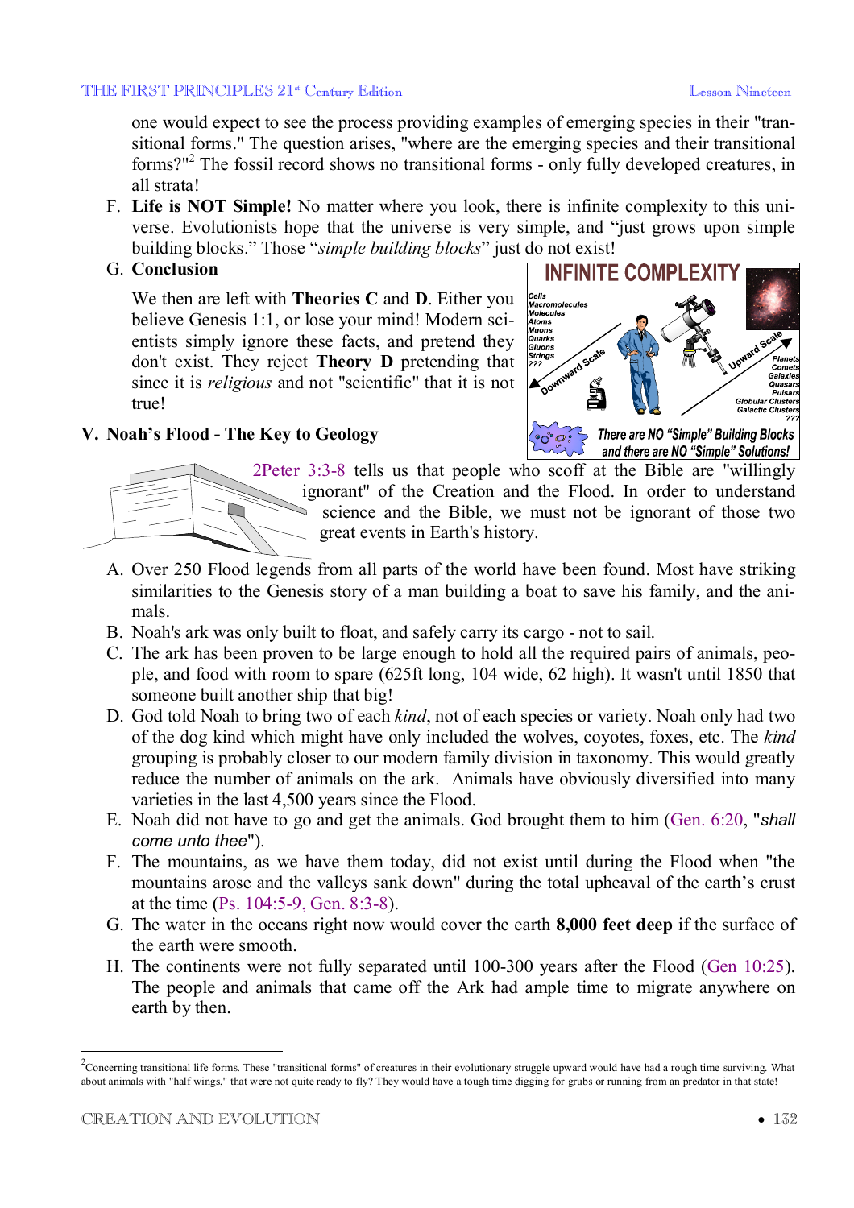one would expect to see the process providing examples of emerging species in their "transitional forms." The question arises, "where are the emerging species and their transitional forms?"[2] The fossil record shows no transitional forms - only fully developed creatures, in all strata!

F. **Life is NOT Simple!** No matter where you look, there is infinite complexity to this universe. Evolutionists hope that the universe is very simple, and "just grows upon simple building blocks." Those "*simple building blocks*" just do not exist!

G. **Conclusion**

We then are left with **Theories C** and **D**. Either you believe Genesis 1:1, or lose your mind! Modern scientists simply ignore these facts, and pretend they don't exist. They reject **Theory D** pretending that since it is *religious* and not "scientific" that it is not true!

## V. Noah's Flood - The Key to Geology

2Peter 3:3-8 tells us that people who scoff at the Bible are "willingly ignorant" of the Creation and the Flood. In order to understand science and the Bible, we must not be ignorant of those two great events in Earth's history.

A. Over 250 Flood legends from all parts of the world have been found. Most have striking similarities to the Genesis story of a man building a boat to save his family, and the animals.

B. Noah's ark was only built to float, and safely carry its cargo - not to sail.

C. The ark has been proven to be large enough to hold all the required pairs of animals, people, and food with room to spare (625ft long, 104 wide, 62 high). It wasn't until 1850 that someone built another ship that big!

D. God told Noah to bring two of each *kind*, not of each species or variety. Noah only had two of the dog kind which might have only included the wolves, coyotes, foxes, etc. The *kind* grouping is probably closer to our modern family division in taxonomy. This would greatly reduce the number of animals on the ark. Animals have obviously diversified into many varieties in the last 4,500 years since the Flood.

E. Noah did not have to go and get the animals. God brought them to him (Gen. 6:20, "*shall come unto thee*").

F. The mountains, as we have them today, did not exist until during the Flood when "the mountains arose and the valleys sank down" during the total upheaval of the earth's crust at the time (Ps. 104:5-9, Gen. 8:3-8).

G. The water in the oceans right now would cover the earth **8,000 feet deep** if the surface of the earth were smooth.

H. The continents were not fully separated until 100-300 years after the Flood (Gen 10:25). The people and animals that came off the Ark had ample time to migrate anywhere on earth by then.

---

[2] Concerning transitional life forms. These "transitional forms" of creatures in their evolutionary struggle upward would have had a rough time surviving. What about animals with "half wings," that were not quite ready to fly? They would have a tough time digging for grubs or running from an predator in that state!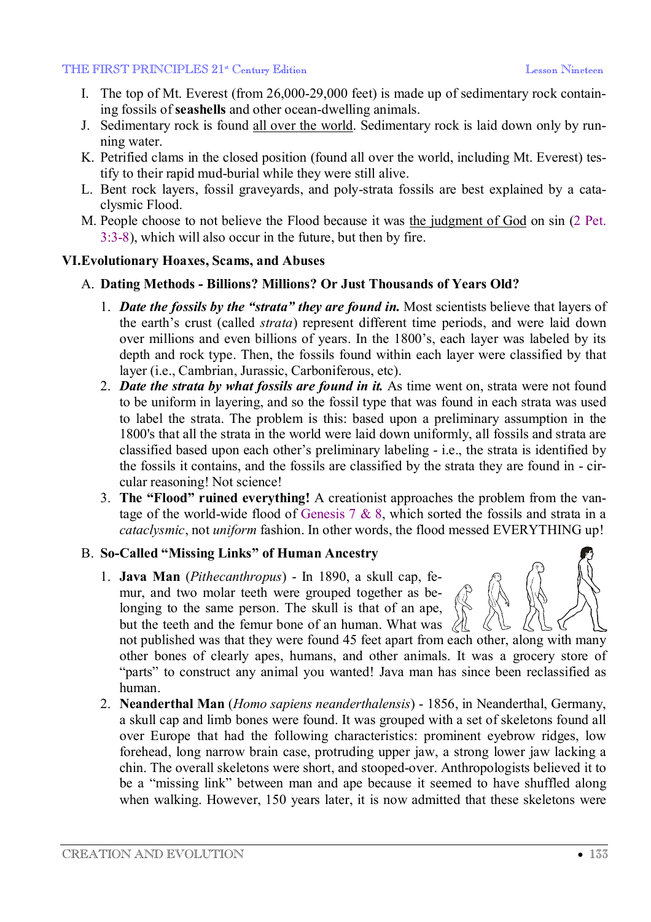I. The top of Mt. Everest (from 26,000-29,000 feet) is made up of sedimentary rock containing fossils of **seashells** and other ocean-dwelling animals.
J. Sedimentary rock is found all over the world. Sedimentary rock is laid down only by running water.
K. Petrified clams in the closed position (found all over the world, including Mt. Everest) testify to their rapid mud-burial while they were still alive.
L. Bent rock layers, fossil graveyards, and poly-strata fossils are best explained by a cataclysmic Flood.
M. People choose to not believe the Flood because it was the judgment of God on sin (2 Pet. 3:3-8), which will also occur in the future, but then by fire.

## VI. Evolutionary Hoaxes, Scams, and Abuses

### A. Dating Methods - Billions? Millions? Or Just Thousands of Years Old?

1. ***Date the fossils by the "strata" they are found in.*** Most scientists believe that layers of the earth's crust (called *strata*) represent different time periods, and were laid down over millions and even billions of years. In the 1800's, each layer was labeled by its depth and rock type. Then, the fossils found within each layer were classified by that layer (i.e., Cambrian, Jurassic, Carboniferous, etc).
2. ***Date the strata by what fossils are found in it.*** As time went on, strata were not found to be uniform in layering, and so the fossil type that was found in each strata was used to label the strata. The problem is this: based upon a preliminary assumption in the 1800's that all the strata in the world were laid down uniformly, all fossils and strata are classified based upon each other's preliminary labeling - i.e., the strata is identified by the fossils it contains, and the fossils are classified by the strata they are found in - circular reasoning! Not science!
3. **The "Flood" ruined everything!** A creationist approaches the problem from the vantage of the world-wide flood of Genesis 7 & 8, which sorted the fossils and strata in a *cataclysmic*, not *uniform* fashion. In other words, the flood messed EVERYTHING up!

### B. So-Called "Missing Links" of Human Ancestry

1. **Java Man** (*Pithecanthropus*) - In 1890, a skull cap, femur, and two molar teeth were grouped together as belonging to the same person. The skull is that of an ape, but the teeth and the femur bone of an human. What was not published was that they were found 45 feet apart from each other, along with many other bones of clearly apes, humans, and other animals. It was a grocery store of "parts" to construct any animal you wanted! Java man has since been reclassified as human.
2. **Neanderthal Man** (*Homo sapiens neanderthalensis*) - 1856, in Neanderthal, Germany, a skull cap and limb bones were found. It was grouped with a set of skeletons found all over Europe that had the following characteristics: prominent eyebrow ridges, low forehead, long narrow brain case, protruding upper jaw, a strong lower jaw lacking a chin. The overall skeletons were short, and stooped-over. Anthropologists believed it to be a "missing link" between man and ape because it seemed to have shuffled along when walking. However, 150 years later, it is now admitted that these skeletons were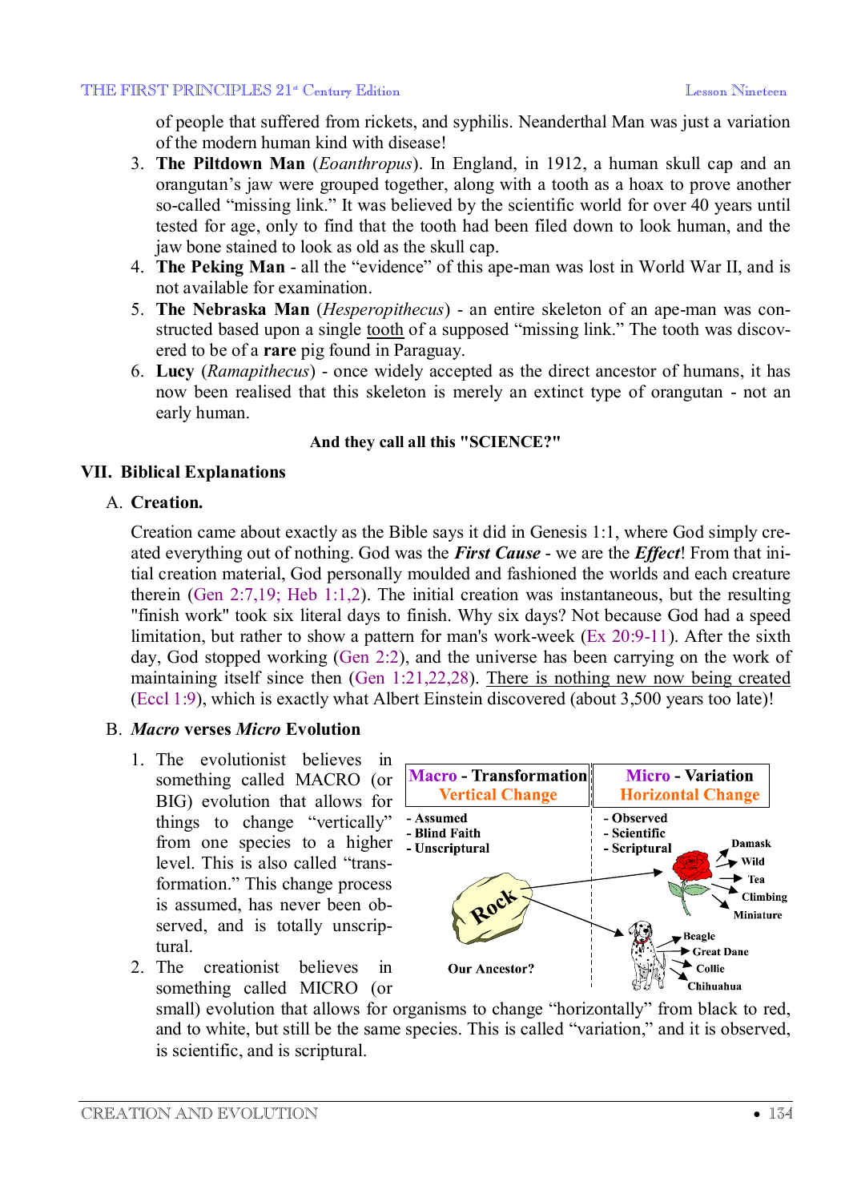of people that suffered from rickets, and syphilis. Neanderthal Man was just a variation of the modern human kind with disease!

3. **The Piltdown Man** (*Eoanthropus*). In England, in 1912, a human skull cap and an orangutan's jaw were grouped together, along with a tooth as a hoax to prove another so-called "missing link." It was believed by the scientific world for over 40 years until tested for age, only to find that the tooth had been filed down to look human, and the jaw bone stained to look as old as the skull cap.
4. **The Peking Man** - all the "evidence" of this ape-man was lost in World War II, and is not available for examination.
5. **The Nebraska Man** (*Hesperopithecus*) - an entire skeleton of an ape-man was constructed based upon a single tooth of a supposed "missing link." The tooth was discovered to be of a **rare** pig found in Paraguay.
6. **Lucy** (*Ramapithecus*) - once widely accepted as the direct ancestor of humans, it has now been realised that this skeleton is merely an extinct type of orangutan - not an early human.

**And they call all this "SCIENCE?"**

## VII. Biblical Explanations

### A. Creation.

Creation came about exactly as the Bible says it did in Genesis 1:1, where God simply created everything out of nothing. God was the ***First Cause*** - we are the ***Effect***! From that initial creation material, God personally moulded and fashioned the worlds and each creature therein (Gen 2:7,19; Heb 1:1,2). The initial creation was instantaneous, but the resulting "finish work" took six literal days to finish. Why six days? Not because God had a speed limitation, but rather to show a pattern for man's work-week (Ex 20:9-11). After the sixth day, God stopped working (Gen 2:2), and the universe has been carrying on the work of maintaining itself since then (Gen 1:21,22,28). There is nothing new now being created (Eccl 1:9), which is exactly what Albert Einstein discovered (about 3,500 years too late)!

### B. *Macro* verses *Micro* Evolution

1. The evolutionist believes in something called MACRO (or BIG) evolution that allows for things to change "vertically" from one species to a higher level. This is also called "transformation." This change process is assumed, has never been observed, and is totally unscriptural.
2. The creationist believes in something called MICRO (or small) evolution that allows for organisms to change "horizontally" from black to red, and to white, but still be the same species. This is called "variation," and it is observed, is scientific, and is scriptural.

| **Macro - Transformation** Vertical Change | **Micro - Variation** Horizontal Change |
|---|---|
| - Assumed<br>- Blind Faith<br>- Unscriptural | - Observed<br>- Scientific<br>- Scriptural |
| Rock<br>Our Ancestor? | Damask, Wild, Tea, Climbing, Miniature<br>Beagle, Great Dane, Collie, Chihuahua |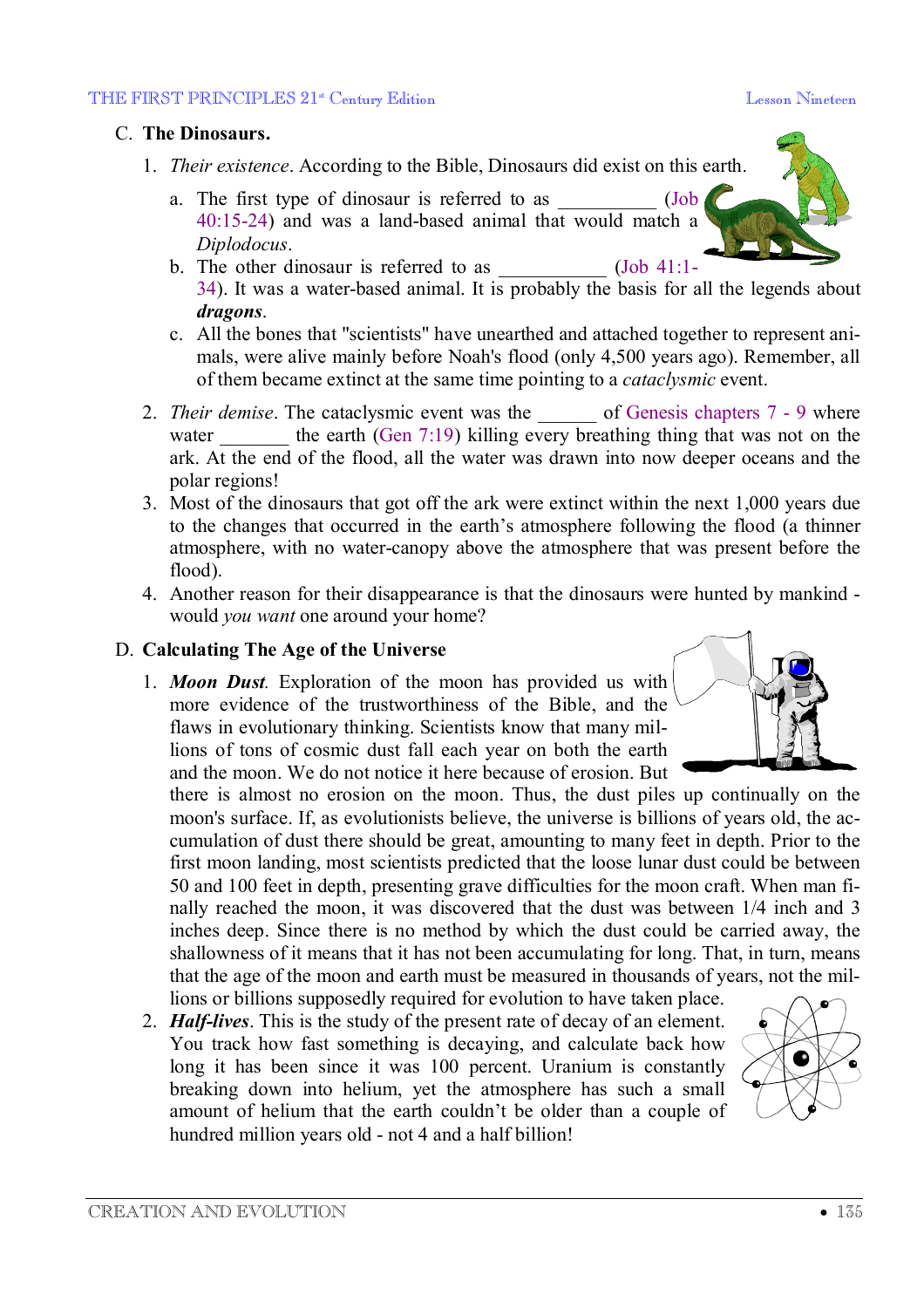## C. The Dinosaurs.

1. *Their existence*. According to the Bible, Dinosaurs did exist on this earth.
   a. The first type of dinosaur is referred to as __________ (Job 40:15-24) and was a land-based animal that would match a *Diplodocus*.
   b. The other dinosaur is referred to as ___________ (Job 41:1-34). It was a water-based animal. It is probably the basis for all the legends about ***dragons***.
   c. All the bones that "scientists" have unearthed and attached together to represent animals, were alive mainly before Noah's flood (only 4,500 years ago). Remember, all of them became extinct at the same time pointing to a *cataclysmic* event.
2. *Their demise*. The cataclysmic event was the ______ of Genesis chapters 7 - 9 where water _______ the earth (Gen 7:19) killing every breathing thing that was not on the ark. At the end of the flood, all the water was drawn into now deeper oceans and the polar regions!
3. Most of the dinosaurs that got off the ark were extinct within the next 1,000 years due to the changes that occurred in the earth's atmosphere following the flood (a thinner atmosphere, with no water-canopy above the atmosphere that was present before the flood).
4. Another reason for their disappearance is that the dinosaurs were hunted by mankind - would *you want* one around your home?

## D. Calculating The Age of the Universe

1. ***Moon Dust***. Exploration of the moon has provided us with more evidence of the trustworthiness of the Bible, and the flaws in evolutionary thinking. Scientists know that many millions of tons of cosmic dust fall each year on both the earth and the moon. We do not notice it here because of erosion. But there is almost no erosion on the moon. Thus, the dust piles up continually on the moon's surface. If, as evolutionists believe, the universe is billions of years old, the accumulation of dust there should be great, amounting to many feet in depth. Prior to the first moon landing, most scientists predicted that the loose lunar dust could be between 50 and 100 feet in depth, presenting grave difficulties for the moon craft. When man finally reached the moon, it was discovered that the dust was between 1/4 inch and 3 inches deep. Since there is no method by which the dust could be carried away, the shallowness of it means that it has not been accumulating for long. That, in turn, means that the age of the moon and earth must be measured in thousands of years, not the millions or billions supposedly required for evolution to have taken place.
2. ***Half-lives***. This is the study of the present rate of decay of an element. You track how fast something is decaying, and calculate back how long it has been since it was 100 percent. Uranium is constantly breaking down into helium, yet the atmosphere has such a small amount of helium that the earth couldn't be older than a couple of hundred million years old - not 4 and a half billion!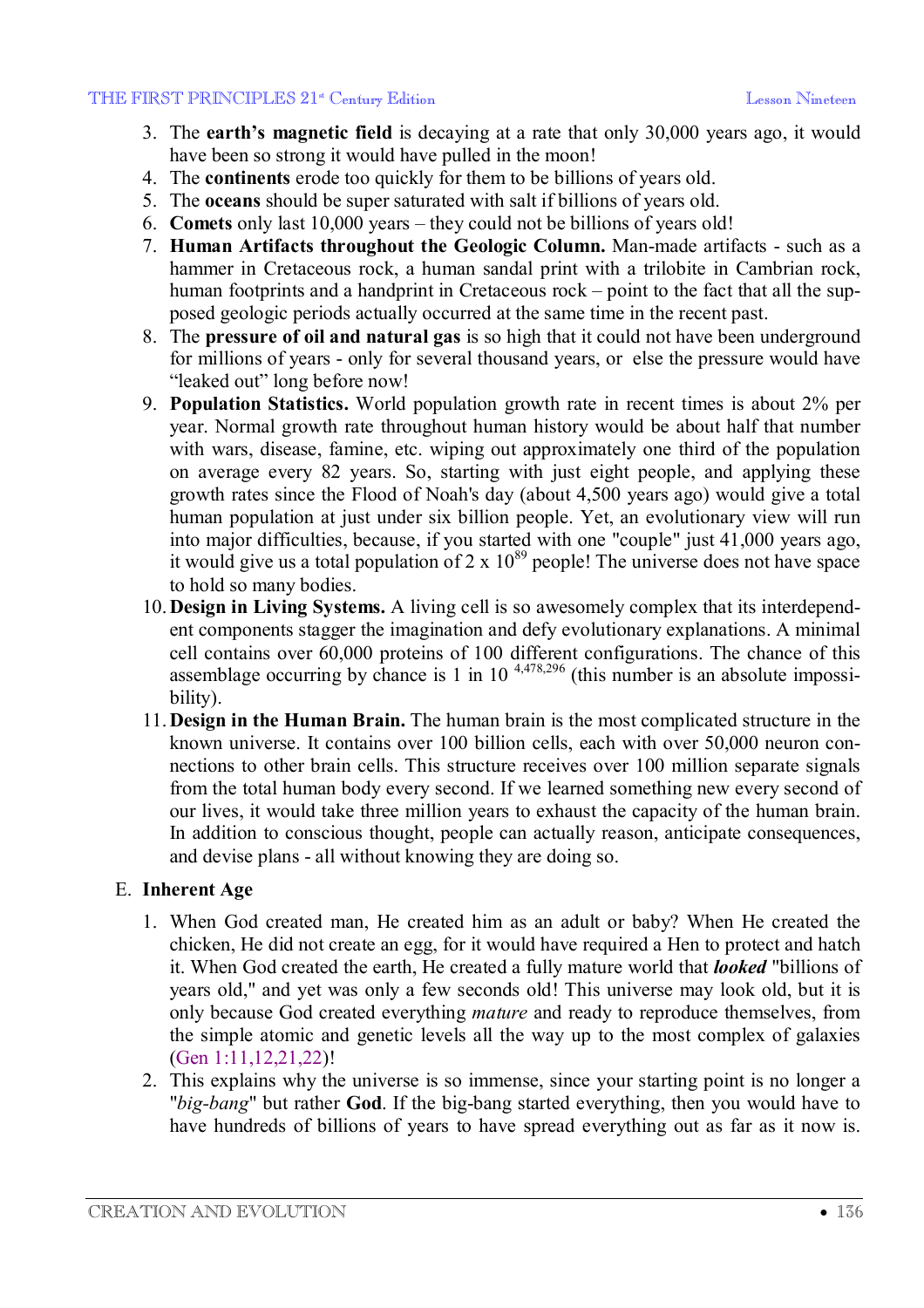3. The **earth's magnetic field** is decaying at a rate that only 30,000 years ago, it would have been so strong it would have pulled in the moon!
4. The **continents** erode too quickly for them to be billions of years old.
5. The **oceans** should be super saturated with salt if billions of years old.
6. **Comets** only last 10,000 years – they could not be billions of years old!
7. **Human Artifacts throughout the Geologic Column.** Man-made artifacts - such as a hammer in Cretaceous rock, a human sandal print with a trilobite in Cambrian rock, human footprints and a handprint in Cretaceous rock – point to the fact that all the supposed geologic periods actually occurred at the same time in the recent past.
8. The **pressure of oil and natural gas** is so high that it could not have been underground for millions of years - only for several thousand years, or else the pressure would have "leaked out" long before now!
9. **Population Statistics.** World population growth rate in recent times is about 2% per year. Normal growth rate throughout human history would be about half that number with wars, disease, famine, etc. wiping out approximately one third of the population on average every 82 years. So, starting with just eight people, and applying these growth rates since the Flood of Noah's day (about 4,500 years ago) would give a total human population at just under six billion people. Yet, an evolutionary view will run into major difficulties, because, if you started with one "couple" just 41,000 years ago, it would give us a total population of $2 \times 10^{89}$ people! The universe does not have space to hold so many bodies.
10. **Design in Living Systems.** A living cell is so awesomely complex that its interdependent components stagger the imagination and defy evolutionary explanations. A minimal cell contains over 60,000 proteins of 100 different configurations. The chance of this assemblage occurring by chance is 1 in $10^{4,478,296}$ (this number is an absolute impossibility).
11. **Design in the Human Brain.** The human brain is the most complicated structure in the known universe. It contains over 100 billion cells, each with over 50,000 neuron connections to other brain cells. This structure receives over 100 million separate signals from the total human body every second. If we learned something new every second of our lives, it would take three million years to exhaust the capacity of the human brain. In addition to conscious thought, people can actually reason, anticipate consequences, and devise plans - all without knowing they are doing so.

E. **Inherent Age**

1. When God created man, He created him as an adult or baby? When He created the chicken, He did not create an egg, for it would have required a Hen to protect and hatch it. When God created the earth, He created a fully mature world that ***looked*** "billions of years old," and yet was only a few seconds old! This universe may look old, but it is only because God created everything *mature* and ready to reproduce themselves, from the simple atomic and genetic levels all the way up to the most complex of galaxies (Gen 1:11,12,21,22)!
2. This explains why the universe is so immense, since your starting point is no longer a "*big-bang*" but rather **God**. If the big-bang started everything, then you would have to have hundreds of billions of years to have spread everything out as far as it now is.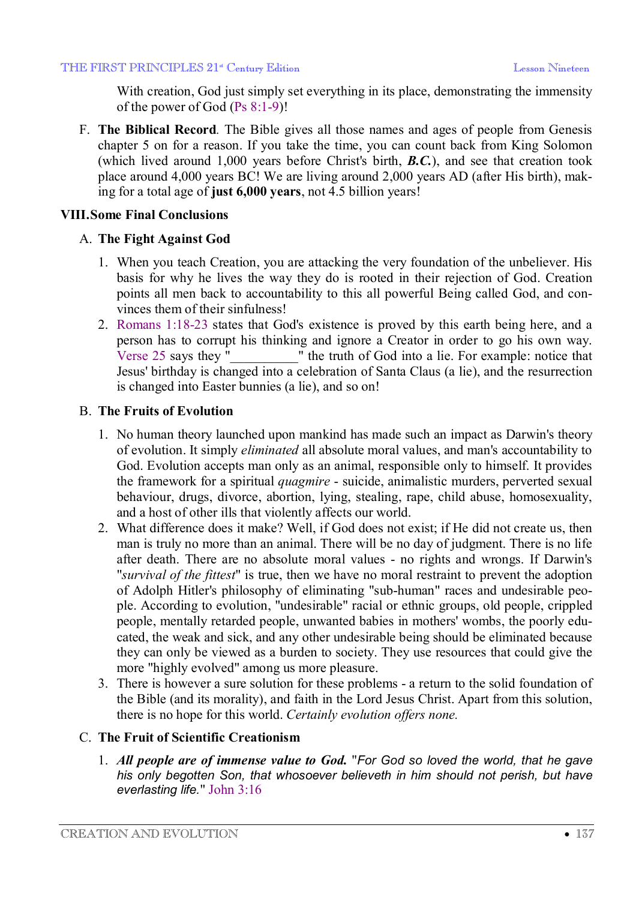With creation, God just simply set everything in its place, demonstrating the immensity of the power of God (Ps 8:1-9)!

F. **The Biblical Record**. The Bible gives all those names and ages of people from Genesis chapter 5 on for a reason. If you take the time, you can count back from King Solomon (which lived around 1,000 years before Christ's birth, ***B.C.***), and see that creation took place around 4,000 years BC! We are living around 2,000 years AD (after His birth), making for a total age of **just 6,000 years**, not 4.5 billion years!

## VIII. Some Final Conclusions

### A. The Fight Against God

1. When you teach Creation, you are attacking the very foundation of the unbeliever. His basis for why he lives the way they do is rooted in their rejection of God. Creation points all men back to accountability to this all powerful Being called God, and convinces them of their sinfulness!
2. Romans 1:18-23 states that God's existence is proved by this earth being here, and a person has to corrupt his thinking and ignore a Creator in order to go his own way. Verse 25 says they "__________" the truth of God into a lie. For example: notice that Jesus' birthday is changed into a celebration of Santa Claus (a lie), and the resurrection is changed into Easter bunnies (a lie), and so on!

### B. The Fruits of Evolution

1. No human theory launched upon mankind has made such an impact as Darwin's theory of evolution. It simply *eliminated* all absolute moral values, and man's accountability to God. Evolution accepts man only as an animal, responsible only to himself. It provides the framework for a spiritual *quagmire* - suicide, animalistic murders, perverted sexual behaviour, drugs, divorce, abortion, lying, stealing, rape, child abuse, homosexuality, and a host of other ills that violently affects our world.
2. What difference does it make? Well, if God does not exist; if He did not create us, then man is truly no more than an animal. There will be no day of judgment. There is no life after death. There are no absolute moral values - no rights and wrongs. If Darwin's "*survival of the fittest*" is true, then we have no moral restraint to prevent the adoption of Adolph Hitler's philosophy of eliminating "sub-human" races and undesirable people. According to evolution, "undesirable" racial or ethnic groups, old people, crippled people, mentally retarded people, unwanted babies in mothers' wombs, the poorly educated, the weak and sick, and any other undesirable being should be eliminated because they can only be viewed as a burden to society. They use resources that could give the more "highly evolved" among us more pleasure.
3. There is however a sure solution for these problems - a return to the solid foundation of the Bible (and its morality), and faith in the Lord Jesus Christ. Apart from this solution, there is no hope for this world. *Certainly evolution offers none.*

### C. The Fruit of Scientific Creationism

1. ***All people are of immense value to God.*** "*For God so loved the world, that he gave his only begotten Son, that whosoever believeth in him should not perish, but have everlasting life.*" John 3:16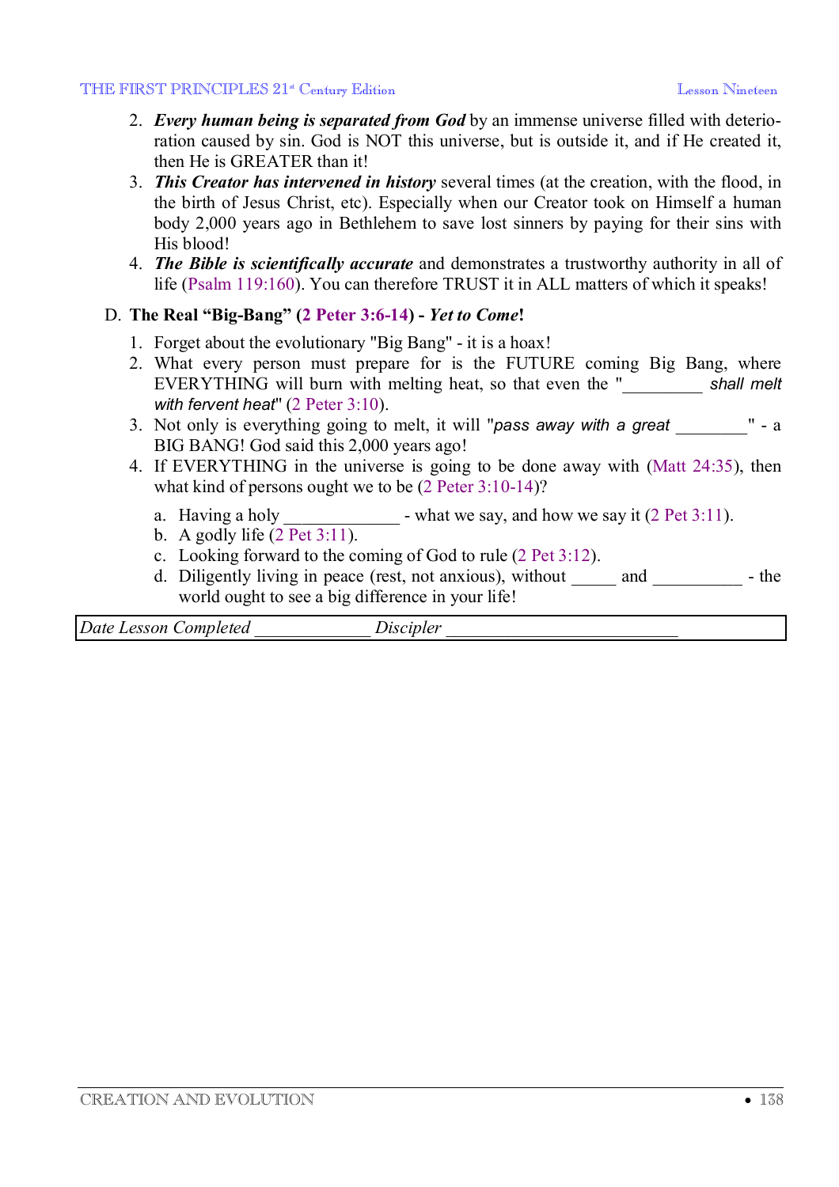2. ***Every human being is separated from God*** by an immense universe filled with deterioration caused by sin. God is NOT this universe, but is outside it, and if He created it, then He is GREATER than it!
3. ***This Creator has intervened in history*** several times (at the creation, with the flood, in the birth of Jesus Christ, etc). Especially when our Creator took on Himself a human body 2,000 years ago in Bethlehem to save lost sinners by paying for their sins with His blood!
4. ***The Bible is scientifically accurate*** and demonstrates a trustworthy authority in all of life (Psalm 119:160). You can therefore TRUST it in ALL matters of which it speaks!

D. **The Real "Big-Bang" (2 Peter 3:6-14) - *Yet to Come*!**

1. Forget about the evolutionary "Big Bang" - it is a hoax!
2. What every person must prepare for is the FUTURE coming Big Bang, where EVERYTHING will burn with melting heat, so that even the "_________ *shall melt with fervent heat*" (2 Peter 3:10).
3. Not only is everything going to melt, it will "*pass away with a great* ________" - a BIG BANG! God said this 2,000 years ago!
4. If EVERYTHING in the universe is going to be done away with (Matt 24:35), then what kind of persons ought we to be (2 Peter 3:10-14)?
   a. Having a holy _____________ - what we say, and how we say it (2 Pet 3:11).
   b. A godly life (2 Pet 3:11).
   c. Looking forward to the coming of God to rule (2 Pet 3:12).
   d. Diligently living in peace (rest, not anxious), without _____ and __________ - the world ought to see a big difference in your life!

| | |
|---|---|
| *Date Lesson Completed* _____________ | *Discipler* __________________________ |